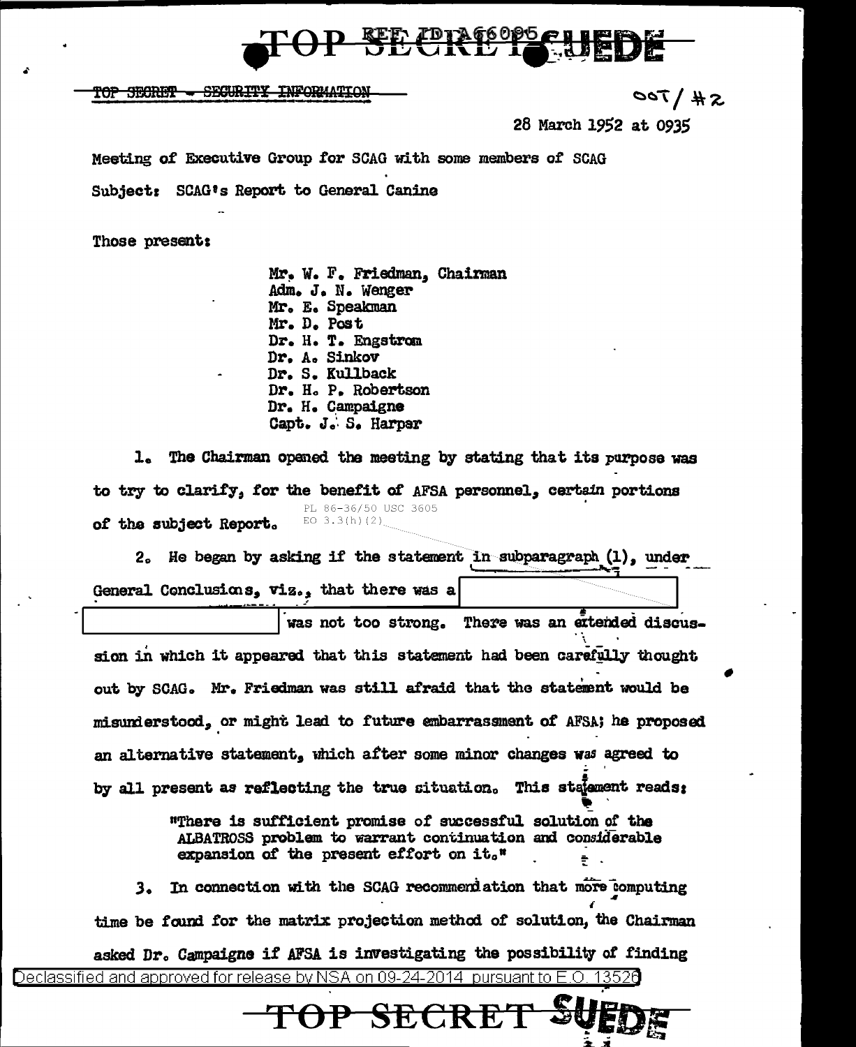TOP SECRET - SECURITY INFORMATION

OOT / #2

28 March 1952 at 0935

Meeting of Executive Group for SCAG with some members of SCAG

Subject: SCAG's Report to General Canine

Those present:

Mr. W. F. Friedman, Chairman
Adm. J. N. Wenger
Mr. E. Speakman
Mr. D. Post
Dr. H. T. Engstrom
Dr. A. Sinkov
Dr. S. Kullback
Dr. H. P. Robertson
Dr. H. Campaigne
Capt. J. S. Harper

1. The Chairman opened the meeting by stating that its purpose was to try to clarify, for the benefit of AFSA personnel, certain portions of the subject Report.

PL 86-36/50 USC 3605
EO 3.3(h)(2)

2. He began by asking if the statement in subparagraph (1), under General Conclusions, viz., that there was a [REDACTED] was not too strong. There was an extended discussion in which it appeared that this statement had been carefully thought out by SCAG. Mr. Friedman was still afraid that the statement would be misunderstood, or might lead to future embarrassment of AFSA; he proposed an alternative statement, which after some minor changes was agreed to by all present as reflecting the true situation. This statement reads:

> "There is sufficient promise of successful solution of the ALBATROSS problem to warrant continuation and considerable expansion of the present effort on it."

3. In connection with the SCAG recommendation that more computing time be found for the matrix projection method of solution, the Chairman asked Dr. Campaigne if AFSA is investigating the possibility of finding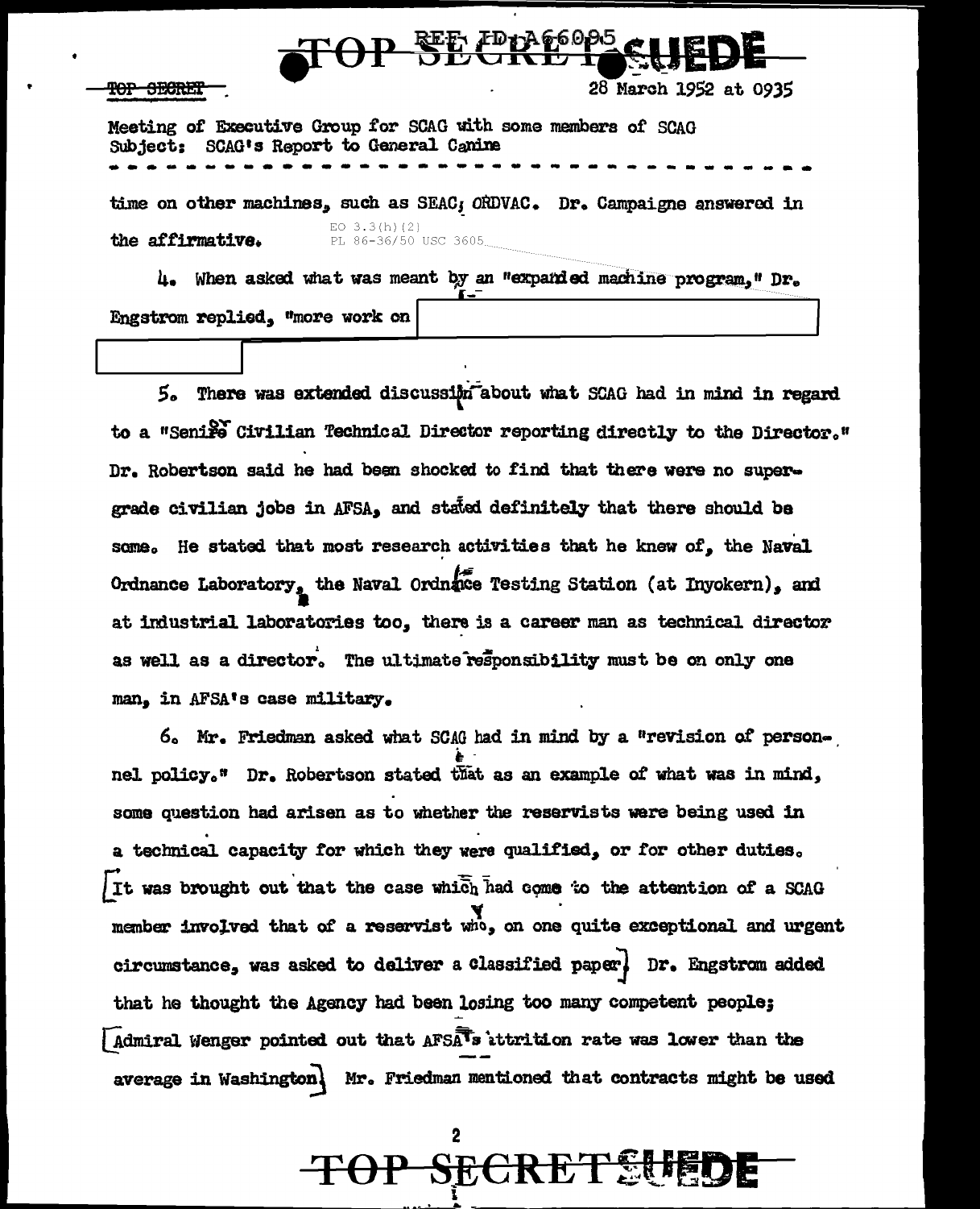Meeting of Executive Group for SCAG with some members of SCAG
Subject: SCAG's Report to General Canine

time on other machines, such as SEAC; ORDVAC. Dr. Campaigne answered in the affirmative.

EO 3.3(h)(2)
PL 86-36/50 USC 3605

4. When asked what was meant by an "expanded machine program," Dr. Engstrom replied, "more work on [redacted]

5. There was extended discussion about what SCAG had in mind in regard to a "Senior Civilian Technical Director reporting directly to the Director." Dr. Robertson said he had been shocked to find that there were no super-grade civilian jobs in AFSA, and stated definitely that there should be some. He stated that most research activities that he knew of, the Naval Ordnance Laboratory, the Naval Ordnance Testing Station (at Inyokern), and at industrial laboratories too, there is a career man as technical director as well as a director. The ultimate responsibility must be on only one man, in AFSA's case military.

6. Mr. Friedman asked what SCAG had in mind by a "revision of personnel policy." Dr. Robertson stated that as an example of what was in mind, some question had arisen as to whether the reservists were being used in a technical capacity for which they were qualified, or for other duties. [It was brought out that the case which had come to the attention of a SCAG member involved that of a reservist who, on one quite exceptional and urgent circumstance, was asked to deliver a classified paper.] Dr. Engstrom added that he thought the Agency had been losing too many competent people; [Admiral Wenger pointed out that AFSA's attrition rate was lower than the average in Washington.] Mr. Friedman mentioned that contracts might be used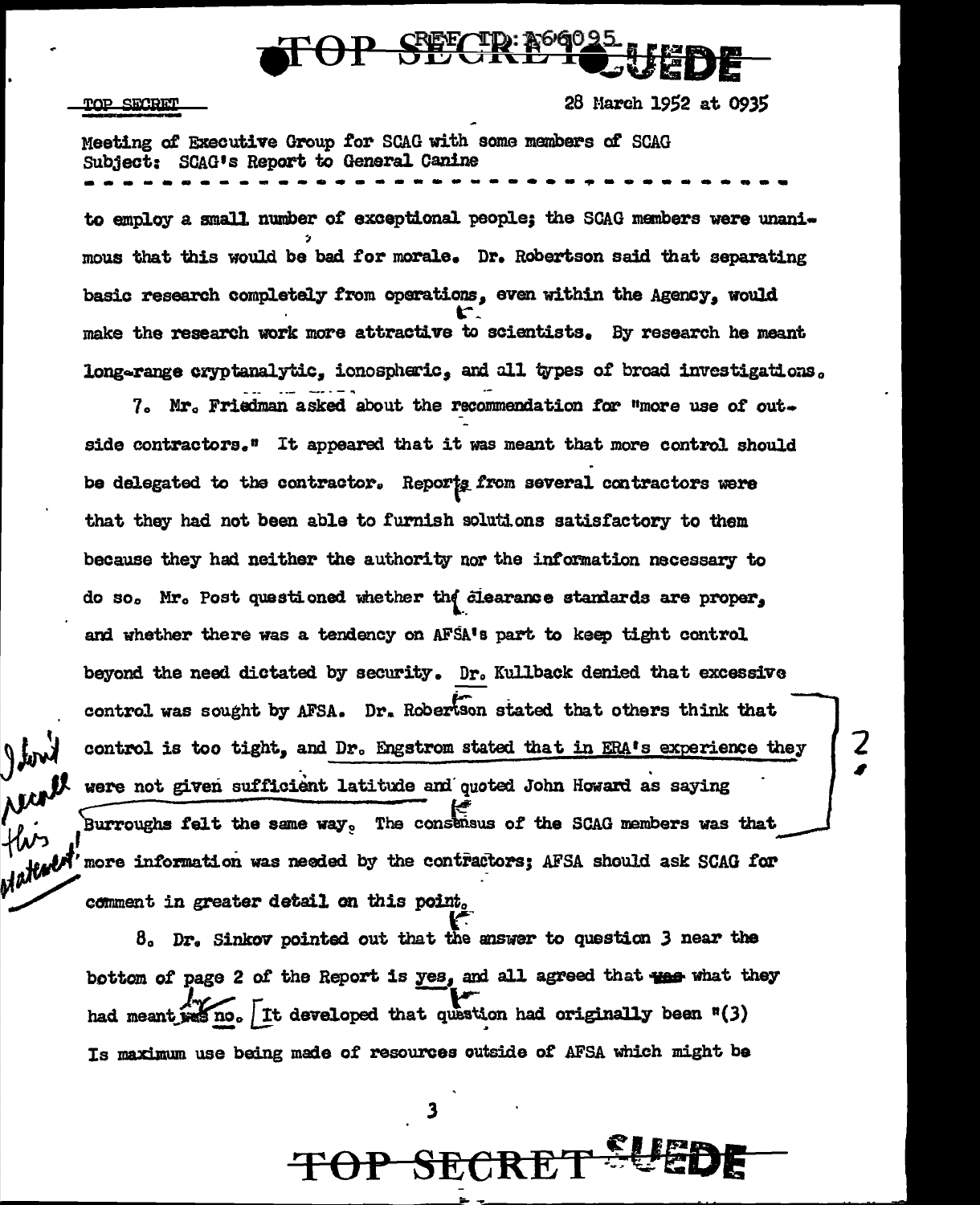TOP SECRET

28 March 1952 at 0935

Meeting of Executive Group for SCAG with some members of SCAG
Subject: SCAG's Report to General Canine

to employ a small number of exceptional people; the SCAG members were unanimous that this would be bad for morale. Dr. Robertson said that separating basic research completely from operations, even within the Agency, would make the research work more attractive to scientists. By research he meant long-range cryptanalytic, ionospheric, and all types of broad investigations.

7. Mr. Friedman asked about the recommendation for "more use of outside contractors." It appeared that it was meant that more control should be delegated to the contractor. Reports from several contractors were that they had not been able to furnish solutions satisfactory to them because they had neither the authority nor the information necessary to do so. Mr. Post questioned whether the clearance standards are proper, and whether there was a tendency on AFSA's part to keep tight control beyond the need dictated by security. Dr. Kullback denied that excessive control was sought by AFSA. Dr. Robertson stated that others think that control is too tight, and Dr. Engstrom stated that in ERA's experience they were not given sufficient latitude and quoted John Howard as saying Burroughs felt the same way. The consensus of the SCAG members was that more information was needed by the contractors; AFSA should ask SCAG for comment in greater detail on this point.

8. Dr. Sinkov pointed out that the answer to question 3 near the bottom of page 2 of the Report is yes, and all agreed that what they had meant no. [It developed that question had originally been "(3) Is maximum use being made of resources outside of AFSA which might be

TOP SECRET SUEDE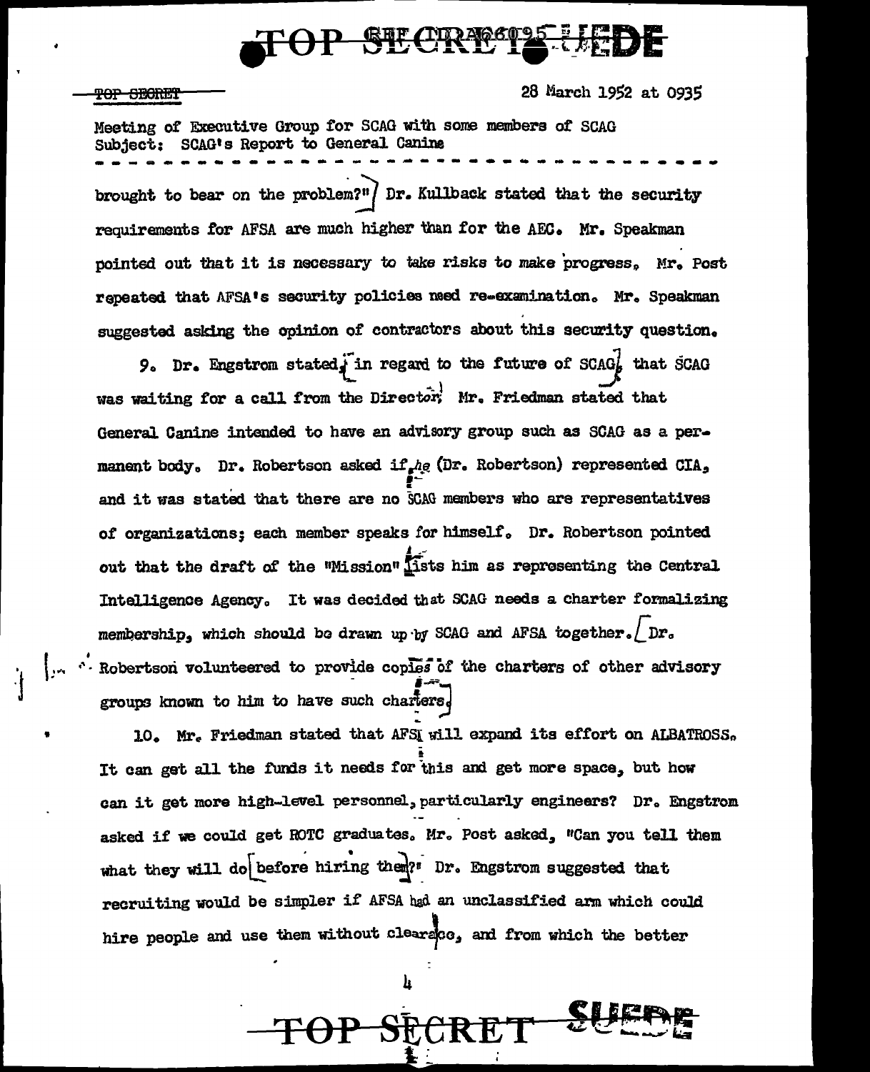TOP SECRET

28 March 1952 at 0935

Meeting of Executive Group for SCAG with some members of SCAG
Subject: SCAG's Report to General Canine

brought to bear on the problem?" Dr. Kullback stated that the security requirements for AFSA are much higher than for the AEC. Mr. Speakman pointed out that it is necessary to take risks to make progress. Mr. Post repeated that AFSA's security policies need re-examination. Mr. Speakman suggested asking the opinion of contractors about this security question.

9. Dr. Engstrom stated, in regard to the future of SCAG, that SCAG was waiting for a call from the Director. Mr. Friedman stated that General Canine intended to have an advisory group such as SCAG as a permanent body. Dr. Robertson asked if he (Dr. Robertson) represented CIA, and it was stated that there are no SCAG members who are representatives of organizations; each member speaks for himself. Dr. Robertson pointed out that the draft of the "Mission" lists him as representing the Central Intelligence Agency. It was decided that SCAG needs a charter formalizing membership, which should be drawn up by SCAG and AFSA together. Dr. Robertson volunteered to provide copies of the charters of other advisory groups known to him to have such charters.

10. Mr. Friedman stated that AFSA will expand its effort on ALBATROSS. It can get all the funds it needs for this and get more space, but how can it get more high-level personnel, particularly engineers? Dr. Engstrom asked if we could get ROTC graduates. Mr. Post asked, "Can you tell them what they will do before hiring them?" Dr. Engstrom suggested that recruiting would be simpler if AFSA had an unclassified arm which could hire people and use them without clearance, and from which the better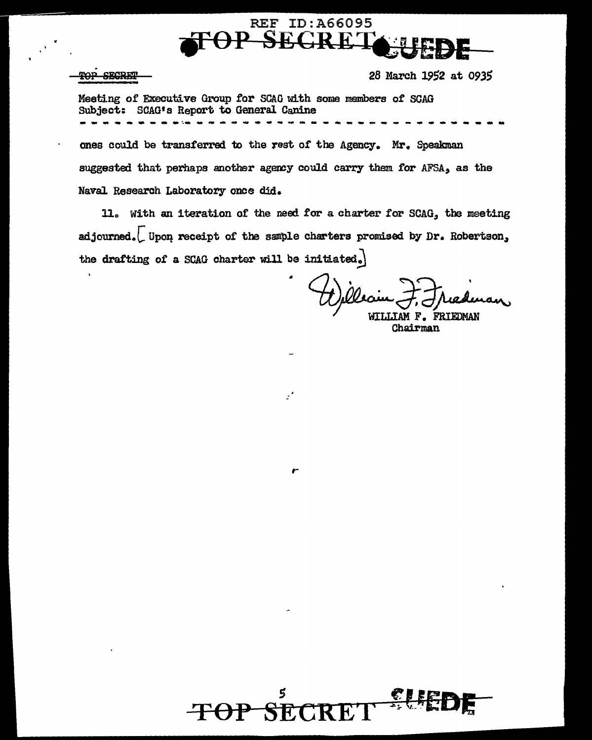28 March 1952 at 0935

Meeting of Executive Group for SCAG with some members of SCAG
Subject: SCAG's Report to General Canine

ones could be transferred to the rest of the Agency. Mr. Speakman suggested that perhaps another agency could carry them for AFSA, as the Naval Research Laboratory once did.

11. With an iteration of the need for a charter for SCAG, the meeting adjourned. [Upon receipt of the sample charters promised by Dr. Robertson, the drafting of a SCAG charter will be initiated.]

WILLIAM F. FRIEDMAN
Chairman